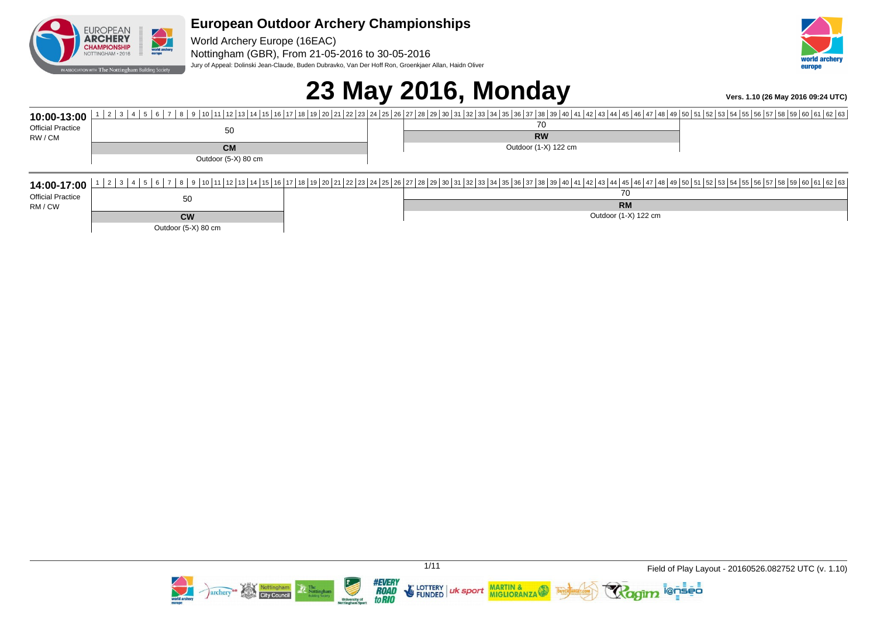# European Outdoor Archery Championships

World Archery Europe (16EAC)

Nottingham (GBR), From 21-05-2016 to 30-05-2016

Jury of Appeal: Dolinski Jean-Claude, Buden Dubravko, Van Der Hoff Ron, Groenkjaer Allan, Haidn Oliver

# 23 May 2016, Monday

**Vers. 1.10 (26 May 2016 09:24 UTC)**

## 10:00-13:00

Official Practice
RW / CM

| Targets | Distance | Category | Target face |
|---|---|---|---|
| 1-19 | 50 | **CM** | Outdoor (5-X) 80 cm |
| 22-41 | 70 | **RW** | Outdoor (1-X) 122 cm |

## 14:00-17:00

Official Practice
RM / CW

| Targets | Distance | Category | Target face |
|---|---|---|---|
| 1-13 | 50 | **CW** | Outdoor (5-X) 80 cm |
| 22-63 | 70 | **RM** | Outdoor (1-X) 122 cm |

Field of Play Layout - 20160526.082752 UTC (v. 1.10)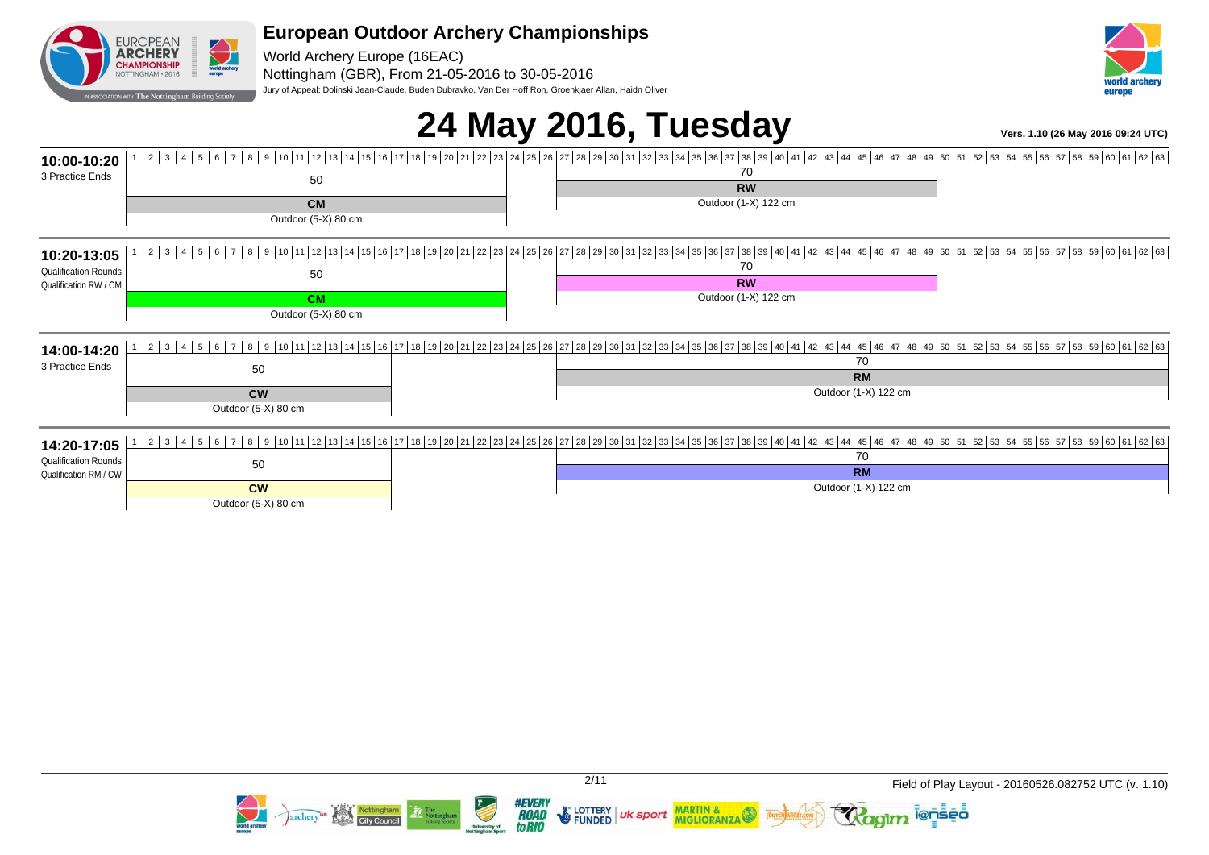# European Outdoor Archery Championships

World Archery Europe (16EAC)

Nottingham (GBR), From 21-05-2016 to 30-05-2016

Jury of Appeal: Dolinski Jean-Claude, Buden Dubravko, Van Der Hoff Ron, Groenkjaer Allan, Haidn Oliver

# 24 May 2016, Tuesday

**Vers. 1.10 (26 May 2016 09:24 UTC)**

| Time | Session | Targets 1–20 | Targets 27–49 |
|---|---|---|---|
| **10:00-10:20** | 3 Practice Ends | 50 — **CM** — Outdoor (5-X) 80 cm | 70 — **RW** — Outdoor (1-X) 122 cm |
| **10:20-13:05** | Qualification Rounds / Qualification RW / CM | 50 — **CM** — Outdoor (5-X) 80 cm | 70 — **RW** — Outdoor (1-X) 122 cm |

| Time | Session | Targets 1–14 | Targets 27–63 |
|---|---|---|---|
| **14:00-14:20** | 3 Practice Ends | 50 — **CW** — Outdoor (5-X) 80 cm | 70 — **RM** — Outdoor (1-X) 122 cm |
| **14:20-17:05** | Qualification Rounds / Qualification RM / CW | 50 — **CW** — Outdoor (5-X) 80 cm | 70 — **RM** — Outdoor (1-X) 122 cm |

Field of Play Layout - 20160526.082752 UTC (v. 1.10)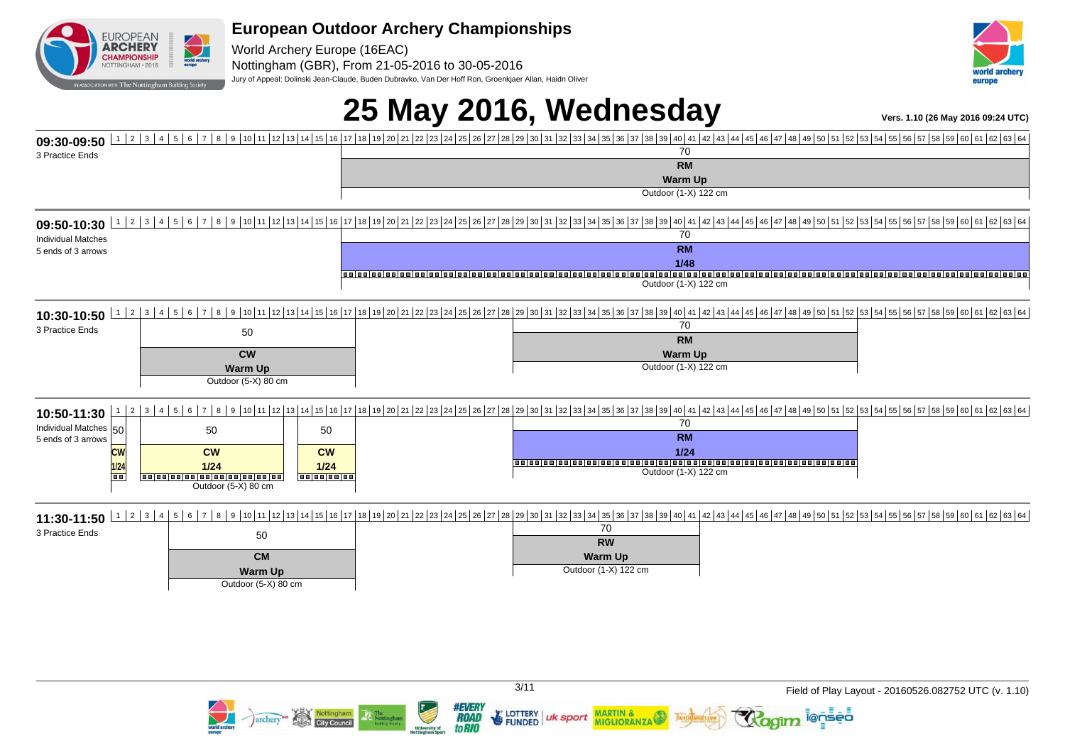# European Outdoor Archery Championships

World Archery Europe (16EAC)

Nottingham (GBR), From 21-05-2016 to 30-05-2016

Jury of Appeal: Dolinski Jean-Claude, Buden Dubravko, Van Der Hoff Ron, Groenkjaer Allan, Haidn Oliver

# 25 May 2016, Wednesday

**Vers. 1.10 (26 May 2016 09:24 UTC)**

## 09:30-09:50

3 Practice Ends

Targets 17-64: 70 — **RM** — **Warm Up** — Outdoor (1-X) 122 cm

## 09:50-10:30

Individual Matches
5 ends of 3 arrows

Targets 17-64: 70 — **RM** — **1/48** — Outdoor (1-X) 122 cm

## 10:30-10:50

3 Practice Ends

Targets 3-16: 50 — **CW** — **Warm Up** — Outdoor (5-X) 80 cm

Targets 29-52: 70 — **RM** — **Warm Up** — Outdoor (1-X) 122 cm

## 10:50-11:30

Individual Matches
5 ends of 3 arrows

Target 1: 50 — **CW** — **1/24**

Targets 3-13: 50 — **CW** — **1/24** — Outdoor (5-X) 80 cm

Targets 14-16: 50 — **CW** — **1/24**

Targets 29-52: 70 — **RM** — **1/24** — Outdoor (1-X) 122 cm

## 11:30-11:50

3 Practice Ends

Targets 5-16: 50 — **CM** — **Warm Up** — Outdoor (5-X) 80 cm

Targets 29-41: 70 — **RW** — **Warm Up** — Outdoor (1-X) 122 cm

Field of Play Layout - 20160526.082752 UTC (v. 1.10)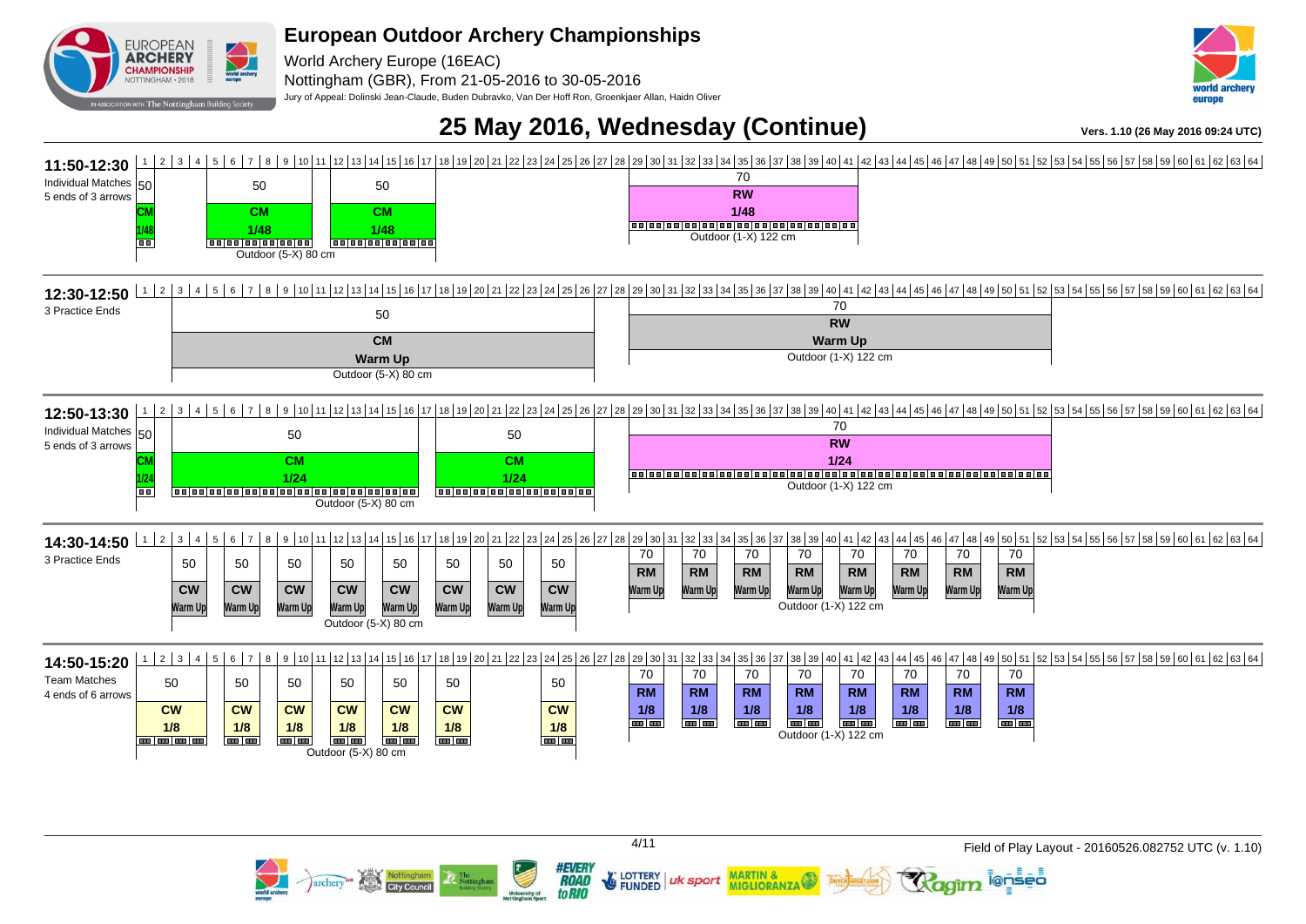# European Outdoor Archery Championships

World Archery Europe (16EAC)

Nottingham (GBR), From 21-05-2016 to 30-05-2016

Jury of Appeal: Dolinski Jean-Claude, Buden Dubravko, Van Der Hoff Ron, Groenkjaer Allan, Haidn Oliver

## 25 May 2016, Wednesday (Continue)

Vers. 1.10 (26 May 2016 09:24 UTC)

### 11:50-12:30

Individual Matches – 5 ends of 3 arrows

| Targets | Distance | Category | Phase | Target face |
| --- | --- | --- | --- | --- |
| 1 | 50 | CM | 1/48 | Outdoor (5-X) 80 cm |
| 5–10 | 50 | CM | 1/48 | Outdoor (5-X) 80 cm |
| 12–17 | 50 | CM | 1/48 | Outdoor (5-X) 80 cm |
| 29–42 | 70 | RW | 1/48 | Outdoor (1-X) 122 cm |

### 12:30-12:50

3 Practice Ends

| Targets | Distance | Category | Phase | Target face |
| --- | --- | --- | --- | --- |
| 3–26 | 50 | CM | Warm Up | Outdoor (5-X) 80 cm |
| 29–52 | 70 | RW | Warm Up | Outdoor (1-X) 122 cm |

### 12:50-13:30

Individual Matches – 5 ends of 3 arrows

| Targets | Distance | Category | Phase | Target face |
| --- | --- | --- | --- | --- |
| 1 | 50 | CM | 1/24 | Outdoor (5-X) 80 cm |
| 3–17 | 50 | CM | 1/24 | Outdoor (5-X) 80 cm |
| 18–26 | 50 | CM | 1/24 | Outdoor (5-X) 80 cm |
| 29–52 | 70 | RW | 1/24 | Outdoor (1-X) 122 cm |

### 14:30-14:50

3 Practice Ends

| Targets | Distance | Category | Phase | Target face |
| --- | --- | --- | --- | --- |
| 3–4 | 50 | CW | Warm Up | Outdoor (5-X) 80 cm |
| 6–7 | 50 | CW | Warm Up | Outdoor (5-X) 80 cm |
| 9–10 | 50 | CW | Warm Up | Outdoor (5-X) 80 cm |
| 12–13 | 50 | CW | Warm Up | Outdoor (5-X) 80 cm |
| 15–16 | 50 | CW | Warm Up | Outdoor (5-X) 80 cm |
| 18–19 | 50 | CW | Warm Up | Outdoor (5-X) 80 cm |
| 21–22 | 50 | CW | Warm Up | Outdoor (5-X) 80 cm |
| 24–25 | 50 | CW | Warm Up | Outdoor (5-X) 80 cm |
| 29–30 | 70 | RM | Warm Up | Outdoor (1-X) 122 cm |
| 32–33 | 70 | RM | Warm Up | Outdoor (1-X) 122 cm |
| 35–36 | 70 | RM | Warm Up | Outdoor (1-X) 122 cm |
| 38–39 | 70 | RM | Warm Up | Outdoor (1-X) 122 cm |
| 41–42 | 70 | RM | Warm Up | Outdoor (1-X) 122 cm |
| 44–45 | 70 | RM | Warm Up | Outdoor (1-X) 122 cm |
| 47–48 | 70 | RM | Warm Up | Outdoor (1-X) 122 cm |
| 50–51 | 70 | RM | Warm Up | Outdoor (1-X) 122 cm |

### 14:50-15:20

Team Matches – 4 ends of 6 arrows

| Targets | Distance | Category | Phase | Target face |
| --- | --- | --- | --- | --- |
| 1–4 | 50 | CW | 1/8 | Outdoor (5-X) 80 cm |
| 6–7 | 50 | CW | 1/8 | Outdoor (5-X) 80 cm |
| 9–10 | 50 | CW | 1/8 | Outdoor (5-X) 80 cm |
| 12–13 | 50 | CW | 1/8 | Outdoor (5-X) 80 cm |
| 15–16 | 50 | CW | 1/8 | Outdoor (5-X) 80 cm |
| 18–19 | 50 | CW | 1/8 | Outdoor (5-X) 80 cm |
| 24–25 | 50 | CW | 1/8 | Outdoor (5-X) 80 cm |
| 29–30 | 70 | RM | 1/8 | Outdoor (1-X) 122 cm |
| 32–33 | 70 | RM | 1/8 | Outdoor (1-X) 122 cm |
| 35–36 | 70 | RM | 1/8 | Outdoor (1-X) 122 cm |
| 38–39 | 70 | RM | 1/8 | Outdoor (1-X) 122 cm |
| 41–42 | 70 | RM | 1/8 | Outdoor (1-X) 122 cm |
| 44–45 | 70 | RM | 1/8 | Outdoor (1-X) 122 cm |
| 47–48 | 70 | RM | 1/8 | Outdoor (1-X) 122 cm |
| 50–51 | 70 | RM | 1/8 | Outdoor (1-X) 122 cm |

Field of Play Layout - 20160526.082752 UTC (v. 1.10)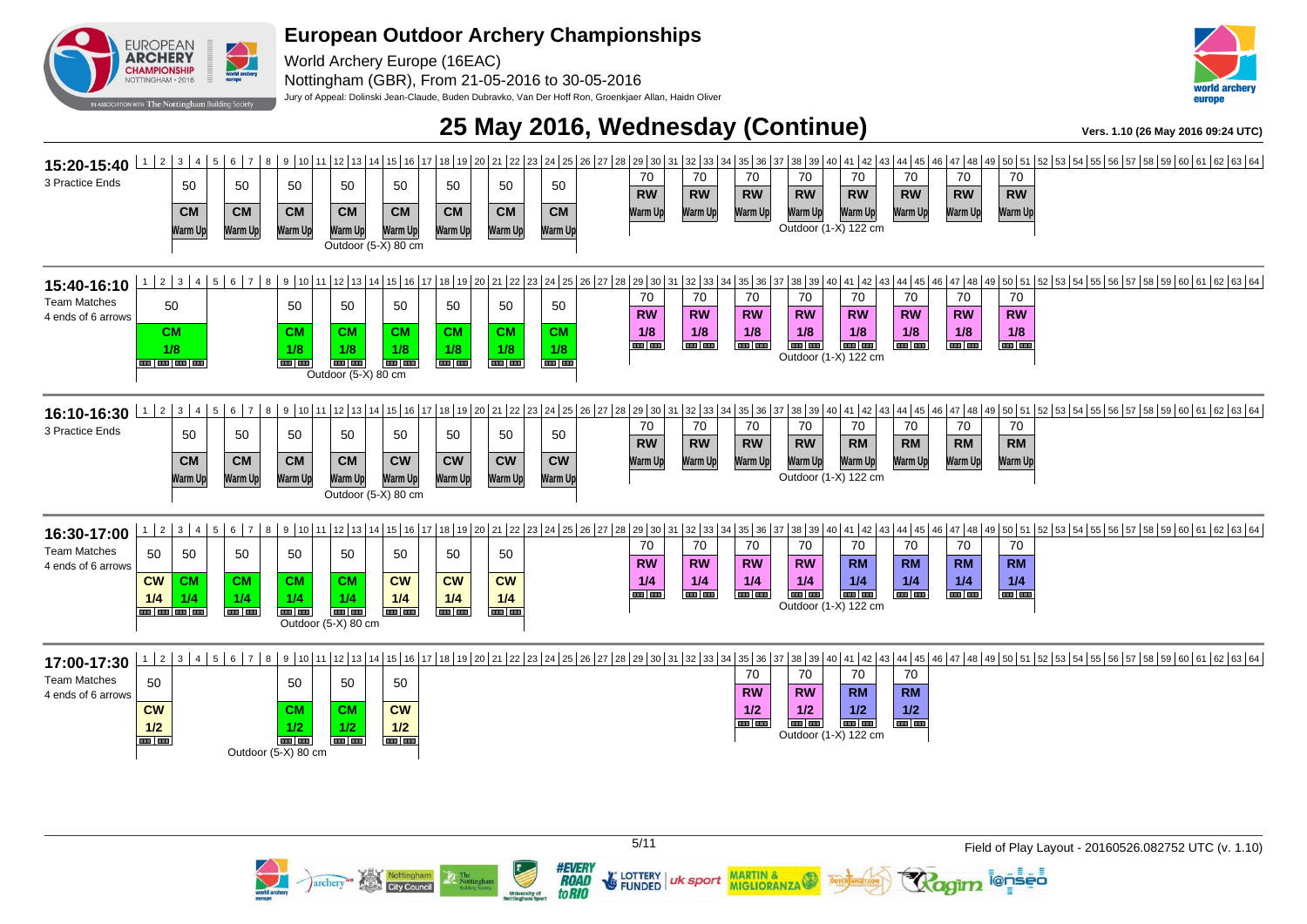# European Outdoor Archery Championships

World Archery Europe (16EAC)

Nottingham (GBR), From 21-05-2016 to 30-05-2016

Jury of Appeal: Dolinski Jean-Claude, Buden Dubravko, Van Der Hoff Ron, Groenkjaer Allan, Haidn Oliver

## 25 May 2016, Wednesday (Continue)

Vers. 1.10 (26 May 2016 09:24 UTC)

### 15:20-15:40
3 Practice Ends

Outdoor (5-X) 80 cm:

| Targets | 3-4 | 5-6 | 9-10 | 13-14 | 16-17 | 19-20 | 22-23 | 25-26 |
|---|---|---|---|---|---|---|---|---|
| Distance | 50 | 50 | 50 | 50 | 50 | 50 | 50 | 50 |
| Category | CM | CM | CM | CM | CM | CM | CM | CM |
| Phase | Warm Up | Warm Up | Warm Up | Warm Up | Warm Up | Warm Up | Warm Up | Warm Up |

Outdoor (1-X) 122 cm:

| Targets | 29-30 | 32-33 | 35-36 | 38-39 | 41-42 | 44-45 | 47-48 | 50-51 |
|---|---|---|---|---|---|---|---|---|
| Distance | 70 | 70 | 70 | 70 | 70 | 70 | 70 | 70 |
| Category | RW | RW | RW | RW | RW | RW | RW | RW |
| Phase | Warm Up | Warm Up | Warm Up | Warm Up | Warm Up | Warm Up | Warm Up | Warm Up |

### 15:40-16:10
Team Matches
4 ends of 6 arrows

Outdoor (5-X) 80 cm:

| Targets | 1-4 | 9-10 | 13-14 | 16-17 | 19-20 | 22-23 | 25-26 |
|---|---|---|---|---|---|---|---|
| Distance | 50 | 50 | 50 | 50 | 50 | 50 | 50 |
| Category | CM | CM | CM | CM | CM | CM | CM |
| Phase | 1/8 | 1/8 | 1/8 | 1/8 | 1/8 | 1/8 | 1/8 |

Outdoor (1-X) 122 cm:

| Targets | 29-30 | 32-33 | 35-36 | 38-39 | 41-42 | 44-45 | 47-48 | 50-51 |
|---|---|---|---|---|---|---|---|---|
| Distance | 70 | 70 | 70 | 70 | 70 | 70 | 70 | 70 |
| Category | RW | RW | RW | RW | RW | RW | RW | RW |
| Phase | 1/8 | 1/8 | 1/8 | 1/8 | 1/8 | 1/8 | 1/8 | 1/8 |

### 16:10-16:30
3 Practice Ends

Outdoor (5-X) 80 cm:

| Targets | 3-4 | 5-6 | 9-10 | 13-14 | 16-17 | 19-20 | 22-23 | 25-26 |
|---|---|---|---|---|---|---|---|---|
| Distance | 50 | 50 | 50 | 50 | 50 | 50 | 50 | 50 |
| Category | CM | CM | CM | CM | CW | CW | CW | CW |
| Phase | Warm Up | Warm Up | Warm Up | Warm Up | Warm Up | Warm Up | Warm Up | Warm Up |

Outdoor (1-X) 122 cm:

| Targets | 29-30 | 32-33 | 35-36 | 38-39 | 41-42 | 44-45 | 47-48 | 50-51 |
|---|---|---|---|---|---|---|---|---|
| Distance | 70 | 70 | 70 | 70 | 70 | 70 | 70 | 70 |
| Category | RW | RW | RW | RW | RM | RM | RM | RM |
| Phase | Warm Up | Warm Up | Warm Up | Warm Up | Warm Up | Warm Up | Warm Up | Warm Up |

### 16:30-17:00
Team Matches
4 ends of 6 arrows

Outdoor (5-X) 80 cm:

| Targets | 1-2 | 3-4 | 5-6 | 9-10 | 13-14 | 16-17 | 19-20 | 22-23 |
|---|---|---|---|---|---|---|---|---|
| Distance | 50 | 50 | 50 | 50 | 50 | 50 | 50 | 50 |
| Category | CW | CM | CM | CM | CM | CW | CW | CW |
| Phase | 1/4 | 1/4 | 1/4 | 1/4 | 1/4 | 1/4 | 1/4 | 1/4 |

Outdoor (1-X) 122 cm:

| Targets | 29-30 | 32-33 | 35-36 | 38-39 | 41-42 | 44-45 | 47-48 | 50-51 |
|---|---|---|---|---|---|---|---|---|
| Distance | 70 | 70 | 70 | 70 | 70 | 70 | 70 | 70 |
| Category | RW | RW | RW | RW | RM | RM | RM | RM |
| Phase | 1/4 | 1/4 | 1/4 | 1/4 | 1/4 | 1/4 | 1/4 | 1/4 |

### 17:00-17:30
Team Matches
4 ends of 6 arrows

Outdoor (5-X) 80 cm:

| Targets | 1-2 | 9-10 | 13-14 | 16-17 |
|---|---|---|---|---|
| Distance | 50 | 50 | 50 | 50 |
| Category | CW | CM | CM | CW |
| Phase | 1/2 | 1/2 | 1/2 | 1/2 |

Outdoor (1-X) 122 cm:

| Targets | 35-36 | 38-39 | 41-42 | 44-45 |
|---|---|---|---|---|
| Distance | 70 | 70 | 70 | 70 |
| Category | RW | RW | RM | RM |
| Phase | 1/2 | 1/2 | 1/2 | 1/2 |

Field of Play Layout - 20160526.082752 UTC (v. 1.10)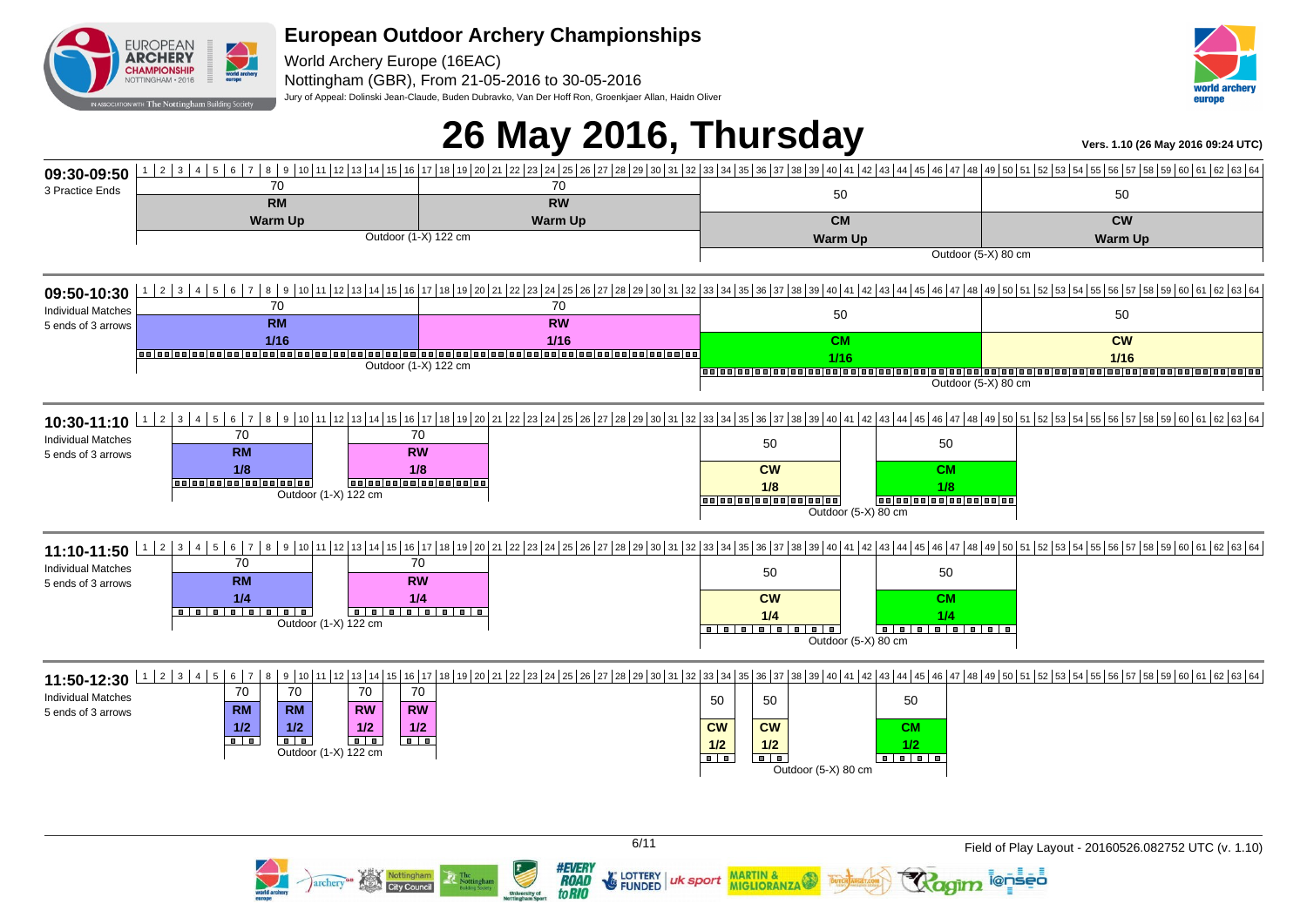# European Outdoor Archery Championships

World Archery Europe (16EAC)

Nottingham (GBR), From 21-05-2016 to 30-05-2016

Jury of Appeal: Dolinski Jean-Claude, Buden Dubravko, Van Der Hoff Ron, Groenkjaer Allan, Haidn Oliver

# 26 May 2016, Thursday

**Vers. 1.10 (26 May 2016 09:24 UTC)**

## 09:30-09:50

3 Practice Ends

| Targets | Distance | Class | Phase | Target face |
|---|---|---|---|---|
| 1-16 | 70 | RM | Warm Up | Outdoor (1-X) 122 cm |
| 17-32 | 70 | RW | Warm Up | Outdoor (1-X) 122 cm |
| 33-48 | 50 | CM | Warm Up | Outdoor (5-X) 80 cm |
| 49-64 | 50 | CW | Warm Up | Outdoor (5-X) 80 cm |

## 09:50-10:30

Individual Matches, 5 ends of 3 arrows

| Targets | Distance | Class | Phase | Target face |
|---|---|---|---|---|
| 1-16 | 70 | RM | 1/16 | Outdoor (1-X) 122 cm |
| 17-32 | 70 | RW | 1/16 | Outdoor (1-X) 122 cm |
| 33-48 | 50 | CM | 1/16 | Outdoor (5-X) 80 cm |
| 49-64 | 50 | CW | 1/16 | Outdoor (5-X) 80 cm |

## 10:30-11:10

Individual Matches, 5 ends of 3 arrows

| Targets | Distance | Class | Phase | Target face |
|---|---|---|---|---|
| 3-10 | 70 | RM | 1/8 | Outdoor (1-X) 122 cm |
| 15-22 | 70 | RW | 1/8 | Outdoor (1-X) 122 cm |
| 33-40 | 50 | CW | 1/8 | Outdoor (5-X) 80 cm |
| 43-50 | 50 | CM | 1/8 | Outdoor (5-X) 80 cm |

## 11:10-11:50

Individual Matches, 5 ends of 3 arrows

| Targets | Distance | Class | Phase | Target face |
|---|---|---|---|---|
| 3-10 | 70 | RM | 1/4 | Outdoor (1-X) 122 cm |
| 15-22 | 70 | RW | 1/4 | Outdoor (1-X) 122 cm |
| 33-40 | 50 | CW | 1/4 | Outdoor (5-X) 80 cm |
| 43-50 | 50 | CM | 1/4 | Outdoor (5-X) 80 cm |

## 11:50-12:30

Individual Matches, 5 ends of 3 arrows

| Targets | Distance | Class | Phase | Target face |
|---|---|---|---|---|
| 6-7 | 70 | RM | 1/2 | Outdoor (1-X) 122 cm |
| 9-10 | 70 | RM | 1/2 | Outdoor (1-X) 122 cm |
| 12-13 | 70 | RW | 1/2 | Outdoor (1-X) 122 cm |
| 15-16 | 70 | RW | 1/2 | Outdoor (1-X) 122 cm |
| 33-34 | 50 | CW | 1/2 | Outdoor (5-X) 80 cm |
| 36-37 | 50 | CW | 1/2 | Outdoor (5-X) 80 cm |
| 43-46 | 50 | CM | 1/2 | Outdoor (5-X) 80 cm |

Field of Play Layout - 20160526.082752 UTC (v. 1.10)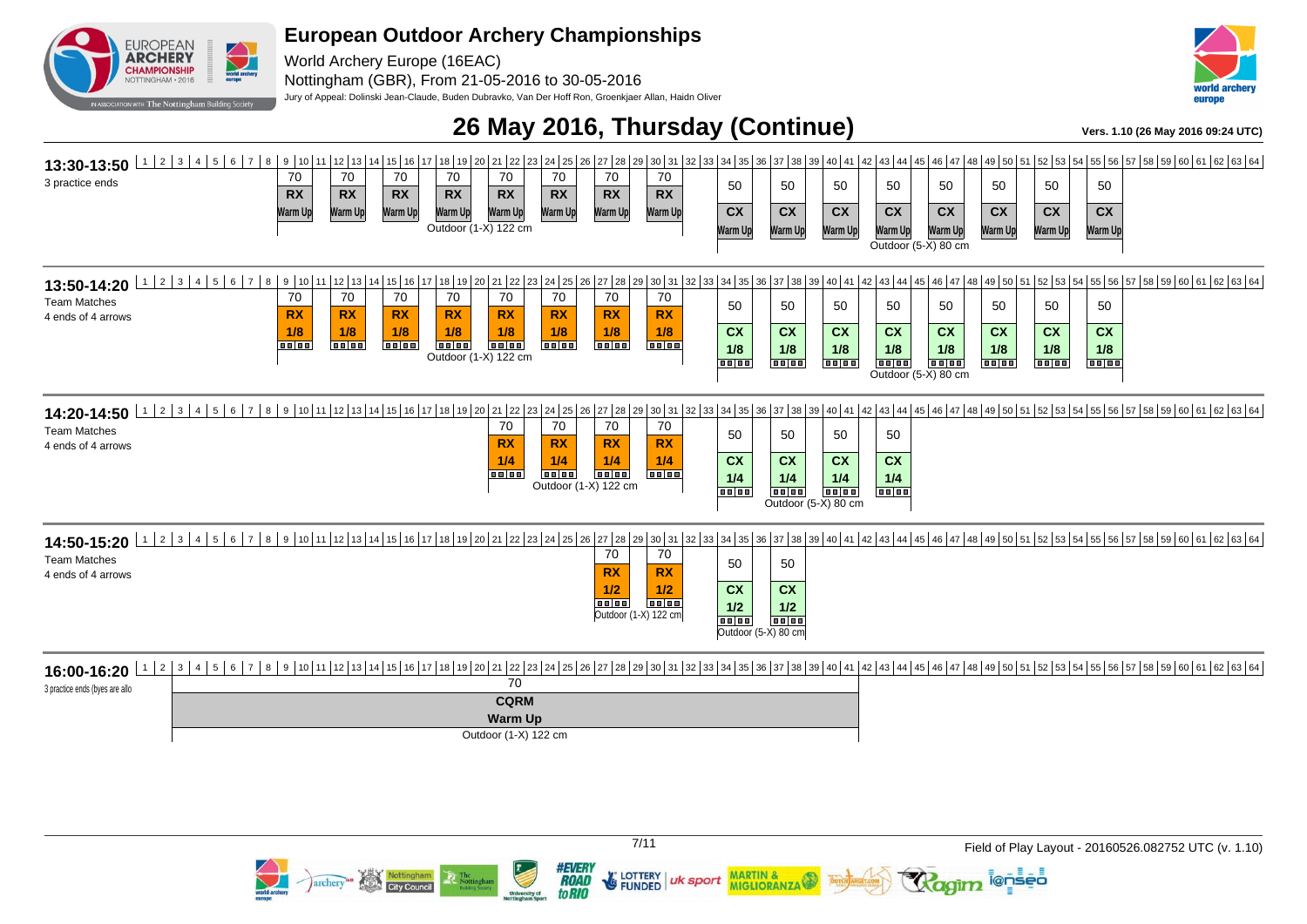# European Outdoor Archery Championships

World Archery Europe (16EAC)

Nottingham (GBR), From 21-05-2016 to 30-05-2016

Jury of Appeal: Dolinski Jean-Claude, Buden Dubravko, Van Der Hoff Ron, Groenkjaer Allan, Haidn Oliver

## 26 May 2016, Thursday (Continue)

Vers. 1.10 (26 May 2016 09:24 UTC)

### 13:30-13:50

3 practice ends

| Targets | Distance | Division | Event | Face |
|---|---|---|---|---|
| 9, 11, 13, 15, 17, 19, 21, 23 (8 targets) | 70 | RX | Warm Up | Outdoor (1-X) 122 cm |
| 33, 35, 37, 39, 41, 43, 45, 47 (8 targets) | 50 | CX | Warm Up | Outdoor (5-X) 80 cm |

### 13:50-14:20

Team Matches
4 ends of 4 arrows

| Targets | Distance | Division | Event | Face |
|---|---|---|---|---|
| 9, 11, 13, 15, 17, 19, 21, 23 (8 targets) | 70 | RX | 1/8 | Outdoor (1-X) 122 cm |
| 33, 35, 37, 39, 41, 43, 45, 47 (8 targets) | 50 | CX | 1/8 | Outdoor (5-X) 80 cm |

### 14:20-14:50

Team Matches
4 ends of 4 arrows

| Targets | Distance | Division | Event | Face |
|---|---|---|---|---|
| 17, 19, 21, 23 (4 targets) | 70 | RX | 1/4 | Outdoor (1-X) 122 cm |
| 33, 35, 37, 39 (4 targets) | 50 | CX | 1/4 | Outdoor (5-X) 80 cm |

### 14:50-15:20

Team Matches
4 ends of 4 arrows

| Targets | Distance | Division | Event | Face |
|---|---|---|---|---|
| 21, 23 (2 targets) | 70 | RX | 1/2 | Outdoor (1-X) 122 cm |
| 33, 35 (2 targets) | 50 | CX | 1/2 | Outdoor (5-X) 80 cm |

### 16:00-16:20

3 practice ends (byes are allo

| Targets | Distance | Division | Event | Face |
|---|---|---|---|---|
| 3–32 | 70 | CQRM | Warm Up | Outdoor (1-X) 122 cm |

Field of Play Layout - 20160526.082752 UTC (v. 1.10)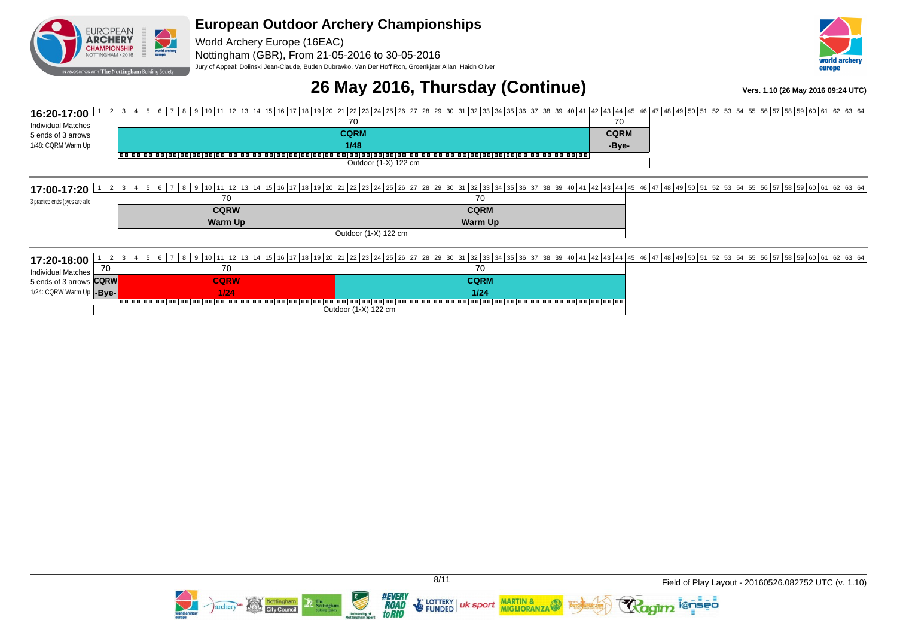# European Outdoor Archery Championships

World Archery Europe (16EAC)
Nottingham (GBR), From 21-05-2016 to 30-05-2016
Jury of Appeal: Dolinski Jean-Claude, Buden Dubravko, Van Der Hoff Ron, Groenkjaer Allan, Haidn Oliver

## 26 May 2016, Thursday (Continue)

Vers. 1.10 (26 May 2016 09:24 UTC)

### 16:20-17:00

Individual Matches
5 ends of 3 arrows
1/48: CQRM Warm Up

| Targets | 3–41 | 42–43 |
|---|---|---|
| Distance | 70 | 70 |
| Event | CQRM | CQRM |
| Phase | 1/48 | -Bye- |
| Face | Outdoor (1-X) 122 cm | |

### 17:00-17:20

3 practice ends (byes are allo

| Targets | 3–11 | 12–44 |
|---|---|---|
| Distance | 70 | 70 |
| Event | CQRW | CQRM |
| Phase | Warm Up | Warm Up |
| Face | Outdoor (1-X) 122 cm | |

### 17:20-18:00

Individual Matches
5 ends of 3 arrows
1/24: CQRW Warm Up

| Targets | 2 | 3–20 | 21–44 |
|---|---|---|---|
| Distance | 70 | 70 | 70 |
| Event | CQRW | CQRW | CQRM |
| Phase | -Bye- | 1/24 | 1/24 |
| Face | | Outdoor (1-X) 122 cm | |

Field of Play Layout - 20160526.082752 UTC (v. 1.10)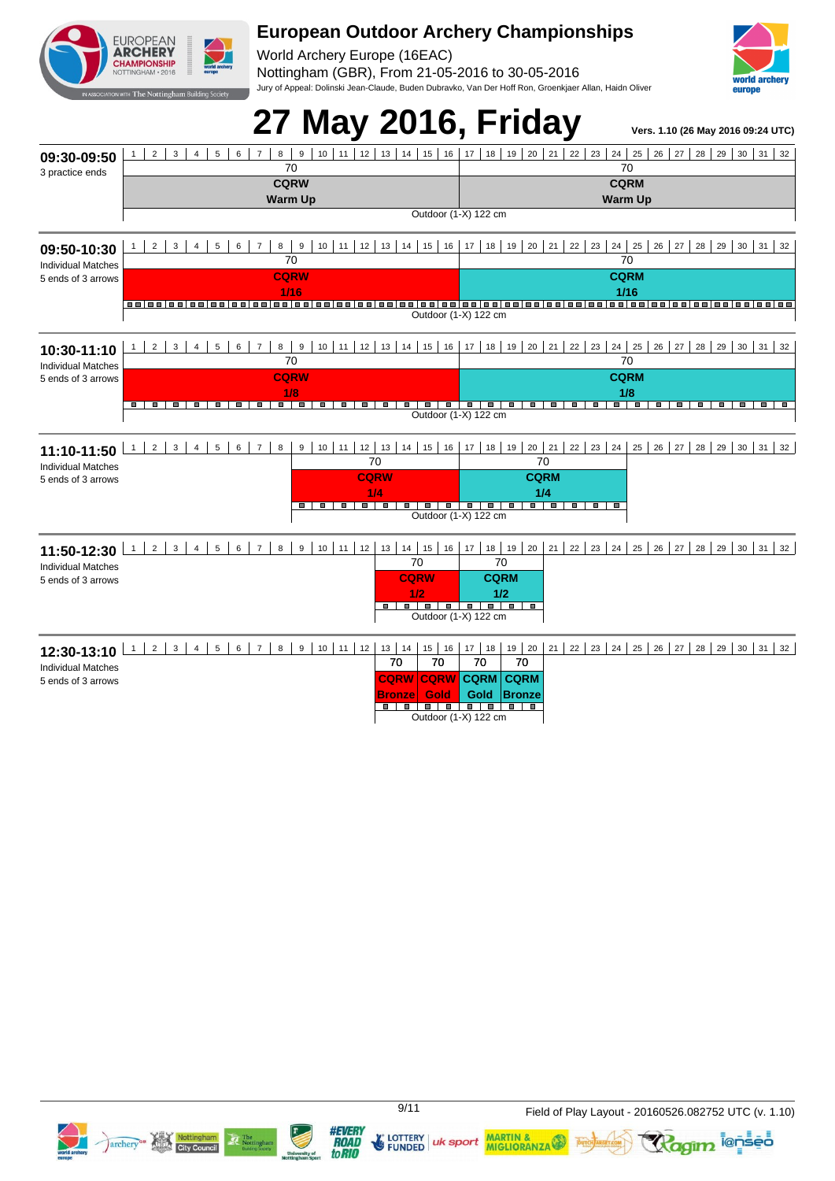# European Outdoor Archery Championships

World Archery Europe (16EAC)

Nottingham (GBR), From 21-05-2016 to 30-05-2016

Jury of Appeal: Dolinski Jean-Claude, Buden Dubravko, Van Der Hoff Ron, Groenkjaer Allan, Haidn Oliver

# 27 May 2016, Friday

Vers. 1.10 (26 May 2016 09:24 UTC)

## 09:30-09:50

3 practice ends

| Targets | Distance | Event | Phase |
|---|---|---|---|
| 1-16 | 70 | CQRW | Warm Up |
| 17-32 | 70 | CQRM | Warm Up |

Outdoor (1-X) 122 cm

## 09:50-10:30

Individual Matches
5 ends of 3 arrows

| Targets | Distance | Event | Phase |
|---|---|---|---|
| 1-16 | 70 | CQRW | 1/16 |
| 17-32 | 70 | CQRM | 1/16 |

Outdoor (1-X) 122 cm

## 10:30-11:10

Individual Matches
5 ends of 3 arrows

| Targets | Distance | Event | Phase |
|---|---|---|---|
| 1-16 | 70 | CQRW | 1/8 |
| 17-32 | 70 | CQRM | 1/8 |

Outdoor (1-X) 122 cm

## 11:10-11:50

Individual Matches
5 ends of 3 arrows

| Targets | Distance | Event | Phase |
|---|---|---|---|
| 9-16 | 70 | CQRW | 1/4 |
| 17-24 | 70 | CQRM | 1/4 |

Outdoor (1-X) 122 cm

## 11:50-12:30

Individual Matches
5 ends of 3 arrows

| Targets | Distance | Event | Phase |
|---|---|---|---|
| 13-16 | 70 | CQRW | 1/2 |
| 17-20 | 70 | CQRM | 1/2 |

Outdoor (1-X) 122 cm

## 12:30-13:10

Individual Matches
5 ends of 3 arrows

| Targets | Distance | Event | Phase |
|---|---|---|---|
| 13-14 | 70 | CQRW | Bronze |
| 15-16 | 70 | CQRW | Gold |
| 17-18 | 70 | CQRM | Gold |
| 19-20 | 70 | CQRM | Bronze |

Outdoor (1-X) 122 cm

Field of Play Layout - 20160526.082752 UTC (v. 1.10)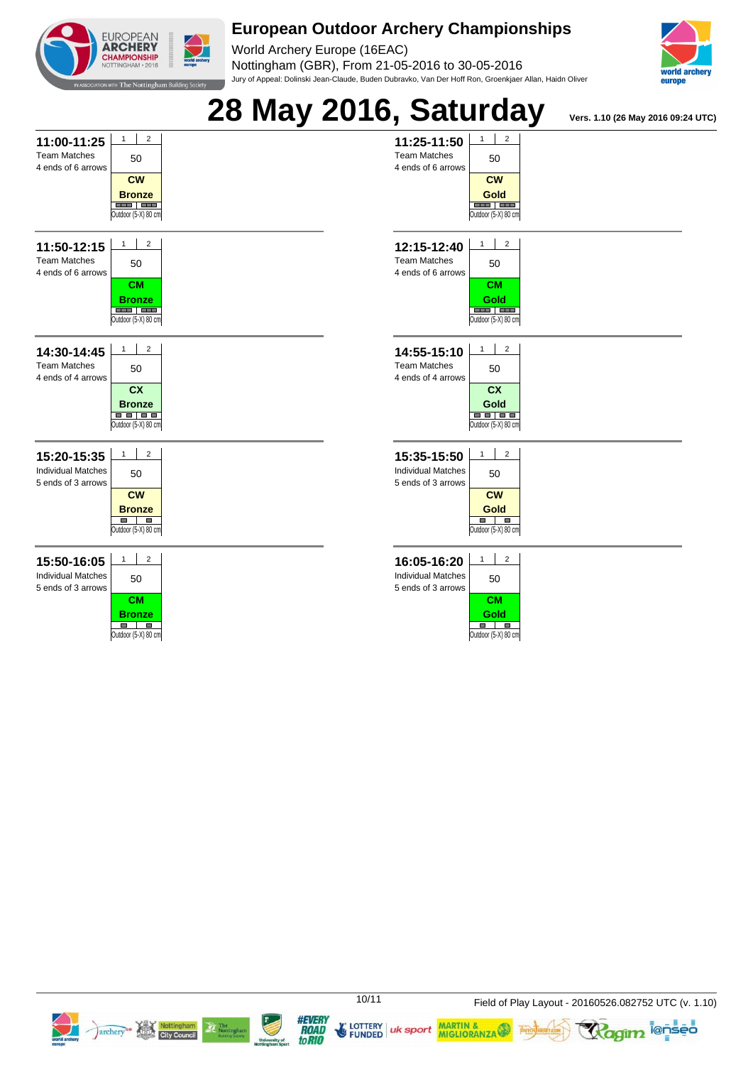# European Outdoor Archery Championships

World Archery Europe (16EAC)
Nottingham (GBR), From 21-05-2016 to 30-05-2016
Jury of Appeal: Dolinski Jean-Claude, Buden Dubravko, Van Der Hoff Ron, Groenkjaer Allan, Haidn Oliver

# 28 May 2016, Saturday

Vers. 1.10 (26 May 2016 09:24 UTC)

| Time | Event | Format | Targets 1-2 | Distance |
|---|---|---|---|---|
| 11:00-11:25 | Team Matches, 4 ends of 6 arrows | CW Bronze | 50 | Outdoor (5-X) 80 cm |
| 11:25-11:50 | Team Matches, 4 ends of 6 arrows | CW Gold | 50 | Outdoor (5-X) 80 cm |
| 11:50-12:15 | Team Matches, 4 ends of 6 arrows | CM Bronze | 50 | Outdoor (5-X) 80 cm |
| 12:15-12:40 | Team Matches, 4 ends of 6 arrows | CM Gold | 50 | Outdoor (5-X) 80 cm |
| 14:30-14:45 | Team Matches, 4 ends of 4 arrows | CX Bronze | 50 | Outdoor (5-X) 80 cm |
| 14:55-15:10 | Team Matches, 4 ends of 4 arrows | CX Gold | 50 | Outdoor (5-X) 80 cm |
| 15:20-15:35 | Individual Matches, 5 ends of 3 arrows | CW Bronze | 50 | Outdoor (5-X) 80 cm |
| 15:35-15:50 | Individual Matches, 5 ends of 3 arrows | CW Gold | 50 | Outdoor (5-X) 80 cm |
| 15:50-16:05 | Individual Matches, 5 ends of 3 arrows | CM Bronze | 50 | Outdoor (5-X) 80 cm |
| 16:05-16:20 | Individual Matches, 5 ends of 3 arrows | CM Gold | 50 | Outdoor (5-X) 80 cm |

Field of Play Layout - 20160526.082752 UTC (v. 1.10)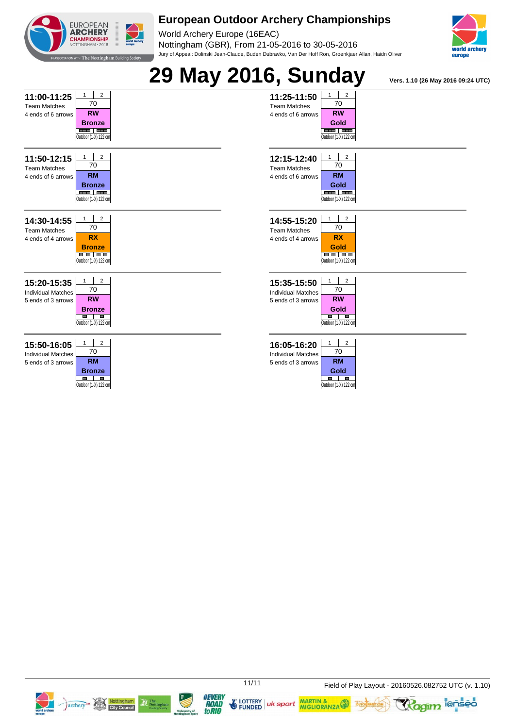# European Outdoor Archery Championships

World Archery Europe (16EAC)
Nottingham (GBR), From 21-05-2016 to 30-05-2016
Jury of Appeal: Dolinski Jean-Claude, Buden Dubravko, Van Der Hoff Ron, Groenkjaer Allan, Haidn Oliver

## 29 May 2016, Sunday

Vers. 1.10 (26 May 2016 09:24 UTC)

**11:00-11:25**
Team Matches
4 ends of 6 arrows

| 1 | 2 |
|---|---|
| 70 | |
| **RW** | |
| **Bronze** | |
| Outdoor (1-X) 122 cm | |

**11:25-11:50**
Team Matches
4 ends of 6 arrows

| 1 | 2 |
|---|---|
| 70 | |
| **RW** | |
| **Gold** | |
| Outdoor (1-X) 122 cm | |

**11:50-12:15**
Team Matches
4 ends of 6 arrows

| 1 | 2 |
|---|---|
| 70 | |
| **RM** | |
| **Bronze** | |
| Outdoor (1-X) 122 cm | |

**12:15-12:40**
Team Matches
4 ends of 6 arrows

| 1 | 2 |
|---|---|
| 70 | |
| **RM** | |
| **Gold** | |
| Outdoor (1-X) 122 cm | |

**14:30-14:55**
Team Matches
4 ends of 4 arrows

| 1 | 2 |
|---|---|
| 70 | |
| **RX** | |
| **Bronze** | |
| Outdoor (1-X) 122 cm | |

**14:55-15:20**
Team Matches
4 ends of 4 arrows

| 1 | 2 |
|---|---|
| 70 | |
| **RX** | |
| **Gold** | |
| Outdoor (1-X) 122 cm | |

**15:20-15:35**
Individual Matches
5 ends of 3 arrows

| 1 | 2 |
|---|---|
| 70 | |
| **RW** | |
| **Bronze** | |
| Outdoor (1-X) 122 cm | |

**15:35-15:50**
Individual Matches
5 ends of 3 arrows

| 1 | 2 |
|---|---|
| 70 | |
| **RW** | |
| **Gold** | |
| Outdoor (1-X) 122 cm | |

**15:50-16:05**
Individual Matches
5 ends of 3 arrows

| 1 | 2 |
|---|---|
| 70 | |
| **RM** | |
| **Bronze** | |
| Outdoor (1-X) 122 cm | |

**16:05-16:20**
Individual Matches
5 ends of 3 arrows

| 1 | 2 |
|---|---|
| 70 | |
| **RM** | |
| **Gold** | |
| Outdoor (1-X) 122 cm | |

Field of Play Layout - 20160526.082752 UTC (v. 1.10)